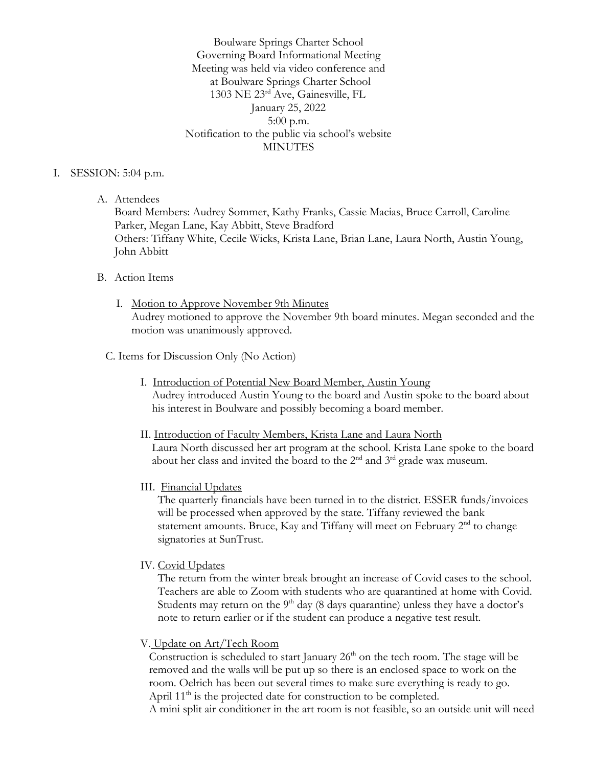Boulware Springs Charter School
Governing Board Informational Meeting
Meeting was held via video conference and
at Boulware Springs Charter School
1303 NE 23rd Ave, Gainesville, FL
January 25, 2022
5:00 p.m.
Notification to the public via school's website
MINUTES

I. SESSION: 5:04 p.m.

A. Attendees
Board Members: Audrey Sommer, Kathy Franks, Cassie Macias, Bruce Carroll, Caroline Parker, Megan Lane, Kay Abbitt, Steve Bradford
Others: Tiffany White, Cecile Wicks, Krista Lane, Brian Lane, Laura North, Austin Young, John Abbitt

B. Action Items

I. Motion to Approve November 9th Minutes
Audrey motioned to approve the November 9th board minutes. Megan seconded and the motion was unanimously approved.

C. Items for Discussion Only (No Action)

I. Introduction of Potential New Board Member, Austin Young
Audrey introduced Austin Young to the board and Austin spoke to the board about his interest in Boulware and possibly becoming a board member.

II. Introduction of Faculty Members, Krista Lane and Laura North
Laura North discussed her art program at the school. Krista Lane spoke to the board about her class and invited the board to the 2nd and 3rd grade wax museum.

III. Financial Updates
The quarterly financials have been turned in to the district. ESSER funds/invoices will be processed when approved by the state. Tiffany reviewed the bank statement amounts. Bruce, Kay and Tiffany will meet on February 2nd to change signatories at SunTrust.

IV. Covid Updates
The return from the winter break brought an increase of Covid cases to the school. Teachers are able to Zoom with students who are quarantined at home with Covid. Students may return on the 9th day (8 days quarantine) unless they have a doctor's note to return earlier or if the student can produce a negative test result.

V. Update on Art/Tech Room
Construction is scheduled to start January 26th on the tech room. The stage will be removed and the walls will be put up so there is an enclosed space to work on the room. Oelrich has been out several times to make sure everything is ready to go. April 11th is the projected date for construction to be completed.
A mini split air conditioner in the art room is not feasible, so an outside unit will need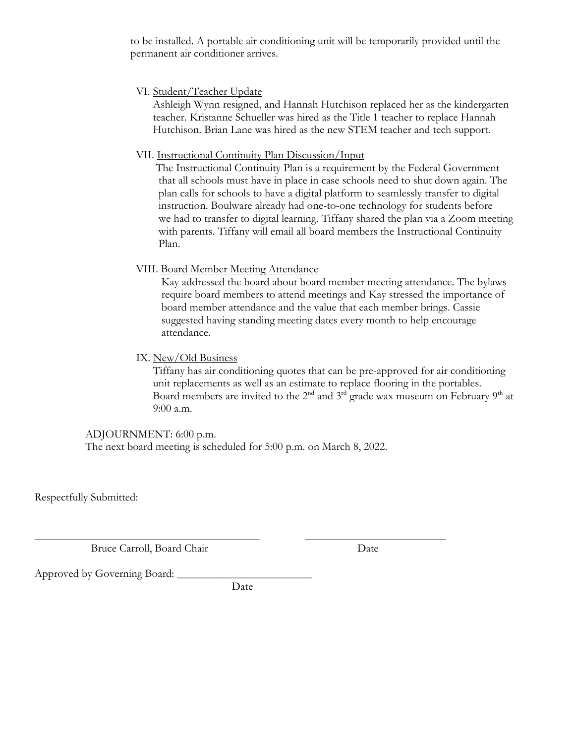to be installed. A portable air conditioning unit will be temporarily provided until the permanent air conditioner arrives.

VI. Student/Teacher Update

Ashleigh Wynn resigned, and Hannah Hutchison replaced her as the kindergarten teacher. Kristanne Schueller was hired as the Title 1 teacher to replace Hannah Hutchison. Brian Lane was hired as the new STEM teacher and tech support.

VII. Instructional Continuity Plan Discussion/Input

The Instructional Continuity Plan is a requirement by the Federal Government that all schools must have in place in case schools need to shut down again. The plan calls for schools to have a digital platform to seamlessly transfer to digital instruction. Boulware already had one-to-one technology for students before we had to transfer to digital learning. Tiffany shared the plan via a Zoom meeting with parents. Tiffany will email all board members the Instructional Continuity Plan.

VIII. Board Member Meeting Attendance

Kay addressed the board about board member meeting attendance. The bylaws require board members to attend meetings and Kay stressed the importance of board member attendance and the value that each member brings. Cassie suggested having standing meeting dates every month to help encourage attendance.

IX. New/Old Business

Tiffany has air conditioning quotes that can be pre-approved for air conditioning unit replacements as well as an estimate to replace flooring in the portables. Board members are invited to the 2nd and 3rd grade wax museum on February 9th at 9:00 a.m.

ADJOURNMENT: 6:00 p.m.
The next board meeting is scheduled for 5:00 p.m. on March 8, 2022.

Respectfully Submitted:

\_\_\_\_\_\_\_\_\_\_\_\_\_\_\_\_\_\_\_\_\_\_\_\_\_\_\_\_\_\_\_\_\_\_\_\_\_\_\_ \_\_\_\_\_\_\_\_\_\_\_\_\_\_\_\_\_\_\_\_\_\_\_\_\_\_\_\_

Bruce Carroll, Board Chair Date

Approved by Governing Board: \_\_\_\_\_\_\_\_\_\_\_\_\_\_\_\_\_\_\_\_\_\_\_\_\_\_

Date